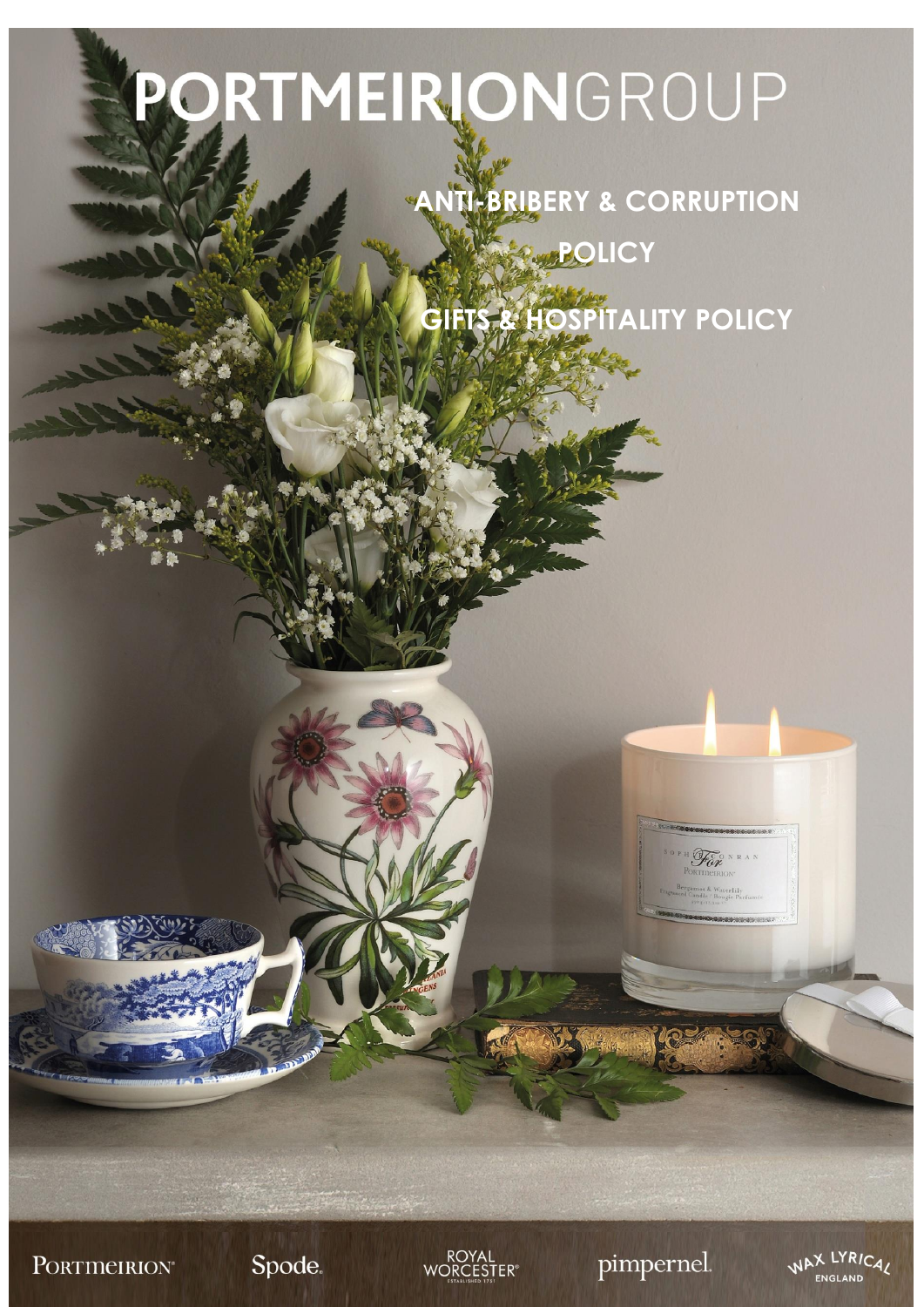# PORTMEIRIONGROUP

## ANTI-BRIBERY & CORRUPTION POLICY

## GIFTS & HOSPITALITY POLICY

PORTMEIRION

Spode

ROYAL WORCESTER

ESTABLISHED 1751

pimpernel

WAX LYRICAL

ENGLAND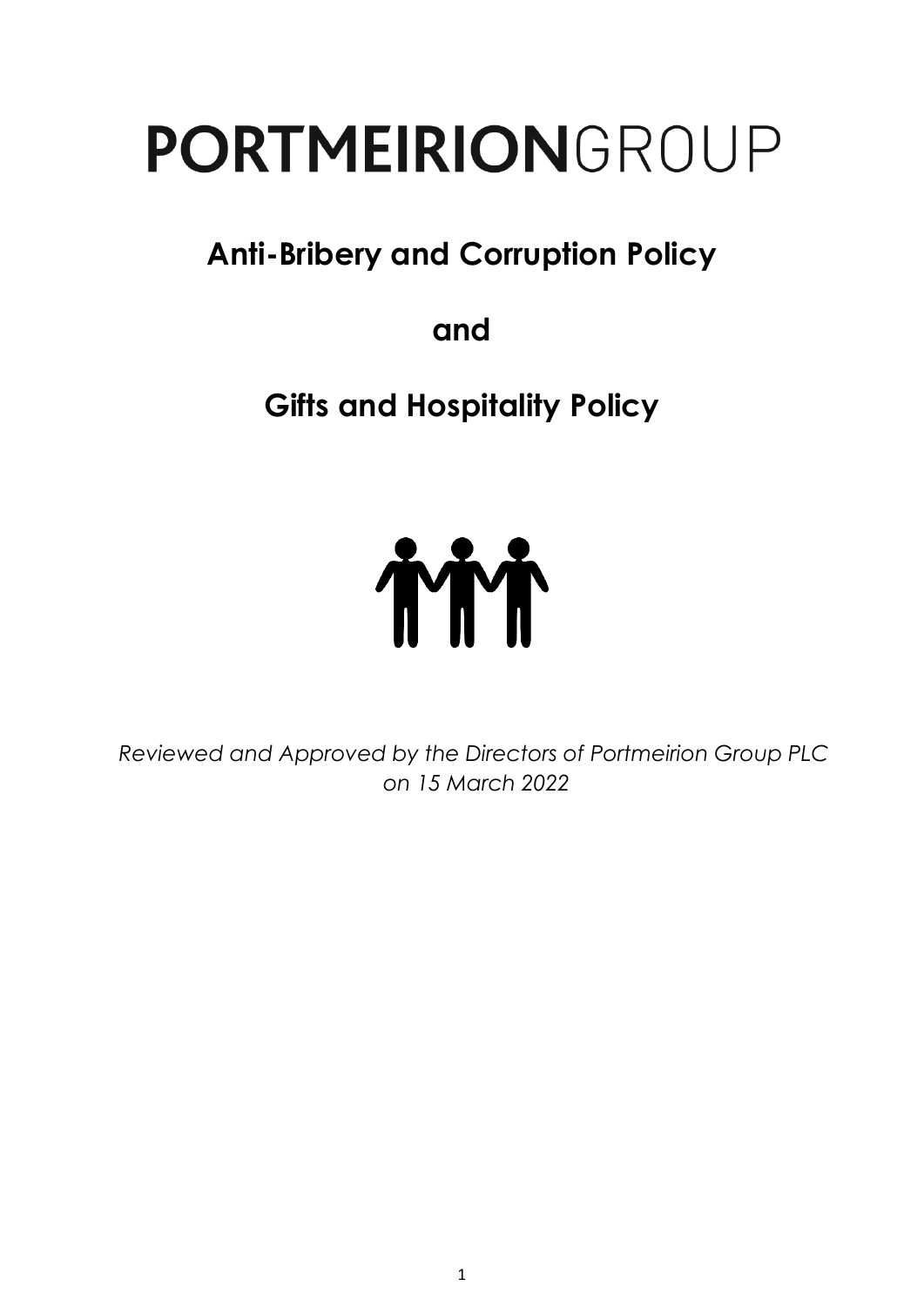# PORTMEIRIONGROUP

## Anti-Bribery and Corruption Policy

## and

## Gifts and Hospitality Policy

*Reviewed and Approved by the Directors of Portmeirion Group PLC on 15 March 2022*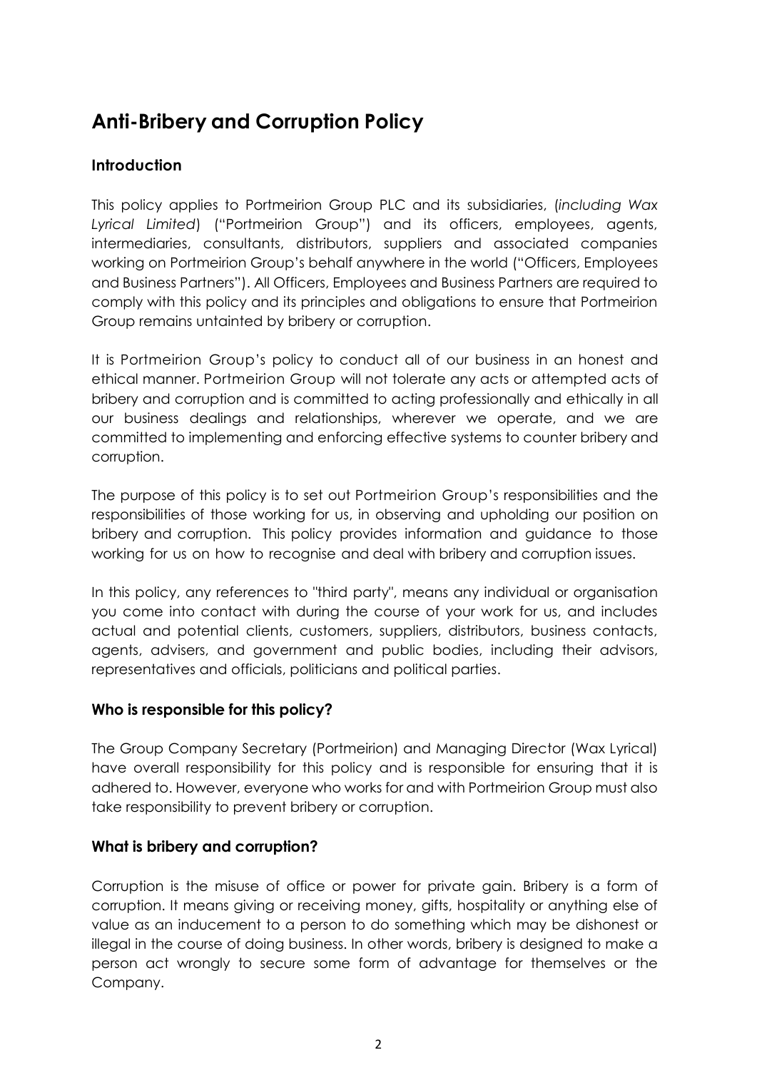# Anti-Bribery and Corruption Policy

## Introduction

This policy applies to Portmeirion Group PLC and its subsidiaries, (*including Wax Lyrical Limited*) ("Portmeirion Group") and its officers, employees, agents, intermediaries, consultants, distributors, suppliers and associated companies working on Portmeirion Group's behalf anywhere in the world ("Officers, Employees and Business Partners"). All Officers, Employees and Business Partners are required to comply with this policy and its principles and obligations to ensure that Portmeirion Group remains untainted by bribery or corruption.

It is Portmeirion Group's policy to conduct all of our business in an honest and ethical manner. Portmeirion Group will not tolerate any acts or attempted acts of bribery and corruption and is committed to acting professionally and ethically in all our business dealings and relationships, wherever we operate, and we are committed to implementing and enforcing effective systems to counter bribery and corruption.

The purpose of this policy is to set out Portmeirion Group's responsibilities and the responsibilities of those working for us, in observing and upholding our position on bribery and corruption. This policy provides information and guidance to those working for us on how to recognise and deal with bribery and corruption issues.

In this policy, any references to "third party", means any individual or organisation you come into contact with during the course of your work for us, and includes actual and potential clients, customers, suppliers, distributors, business contacts, agents, advisers, and government and public bodies, including their advisors, representatives and officials, politicians and political parties.

## Who is responsible for this policy?

The Group Company Secretary (Portmeirion) and Managing Director (Wax Lyrical) have overall responsibility for this policy and is responsible for ensuring that it is adhered to. However, everyone who works for and with Portmeirion Group must also take responsibility to prevent bribery or corruption.

## What is bribery and corruption?

Corruption is the misuse of office or power for private gain. Bribery is a form of corruption. It means giving or receiving money, gifts, hospitality or anything else of value as an inducement to a person to do something which may be dishonest or illegal in the course of doing business. In other words, bribery is designed to make a person act wrongly to secure some form of advantage for themselves or the Company.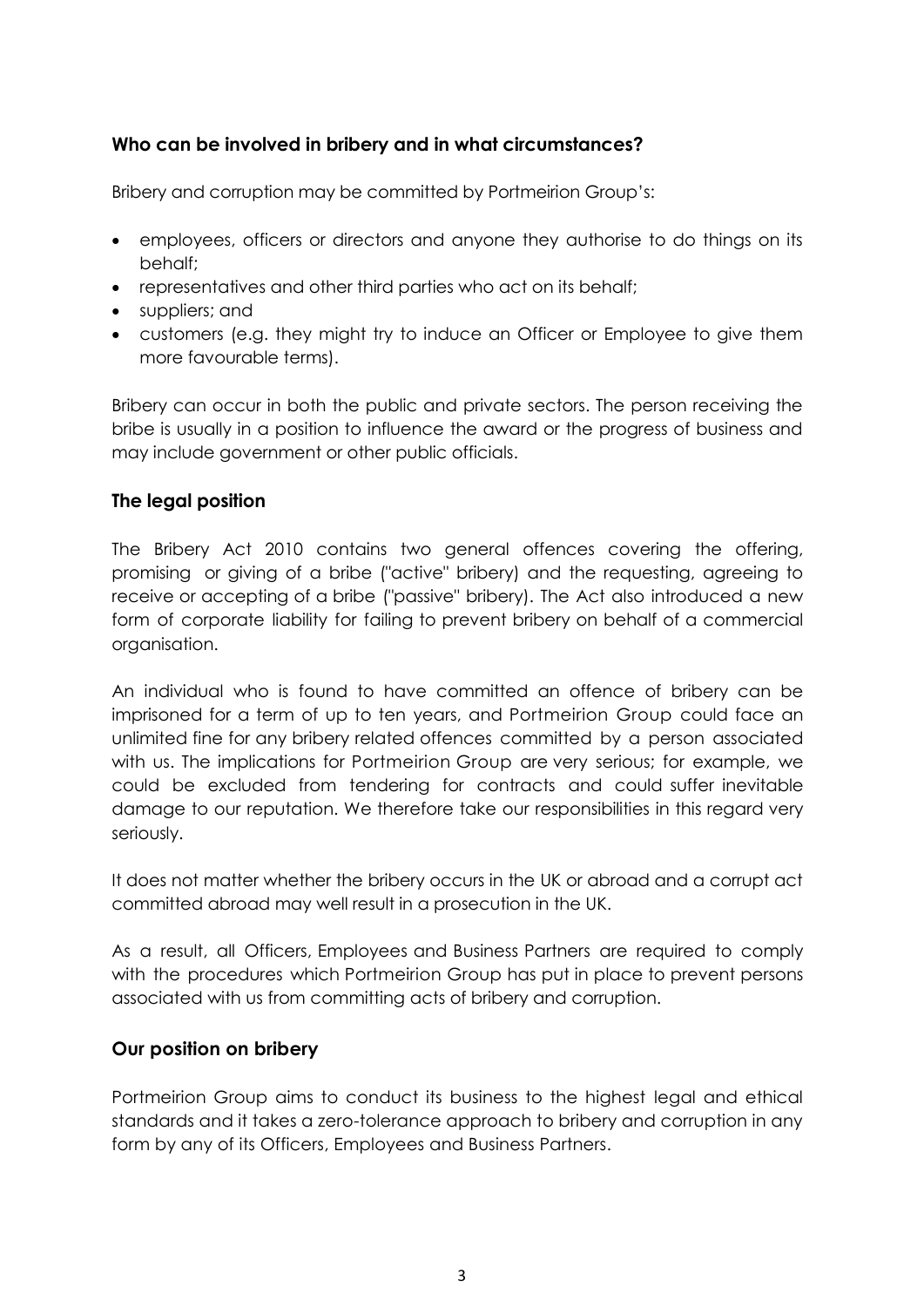## Who can be involved in bribery and in what circumstances?

Bribery and corruption may be committed by Portmeirion Group's:

- employees, officers or directors and anyone they authorise to do things on its behalf;
- representatives and other third parties who act on its behalf;
- suppliers; and
- customers (e.g. they might try to induce an Officer or Employee to give them more favourable terms).

Bribery can occur in both the public and private sectors. The person receiving the bribe is usually in a position to influence the award or the progress of business and may include government or other public officials.

## The legal position

The Bribery Act 2010 contains two general offences covering the offering, promising or giving of a bribe ("active" bribery) and the requesting, agreeing to receive or accepting of a bribe ("passive" bribery). The Act also introduced a new form of corporate liability for failing to prevent bribery on behalf of a commercial organisation.

An individual who is found to have committed an offence of bribery can be imprisoned for a term of up to ten years, and Portmeirion Group could face an unlimited fine for any bribery related offences committed by a person associated with us. The implications for Portmeirion Group are very serious; for example, we could be excluded from tendering for contracts and could suffer inevitable damage to our reputation. We therefore take our responsibilities in this regard very seriously.

It does not matter whether the bribery occurs in the UK or abroad and a corrupt act committed abroad may well result in a prosecution in the UK.

As a result, all Officers, Employees and Business Partners are required to comply with the procedures which Portmeirion Group has put in place to prevent persons associated with us from committing acts of bribery and corruption.

## Our position on bribery

Portmeirion Group aims to conduct its business to the highest legal and ethical standards and it takes a zero-tolerance approach to bribery and corruption in any form by any of its Officers, Employees and Business Partners.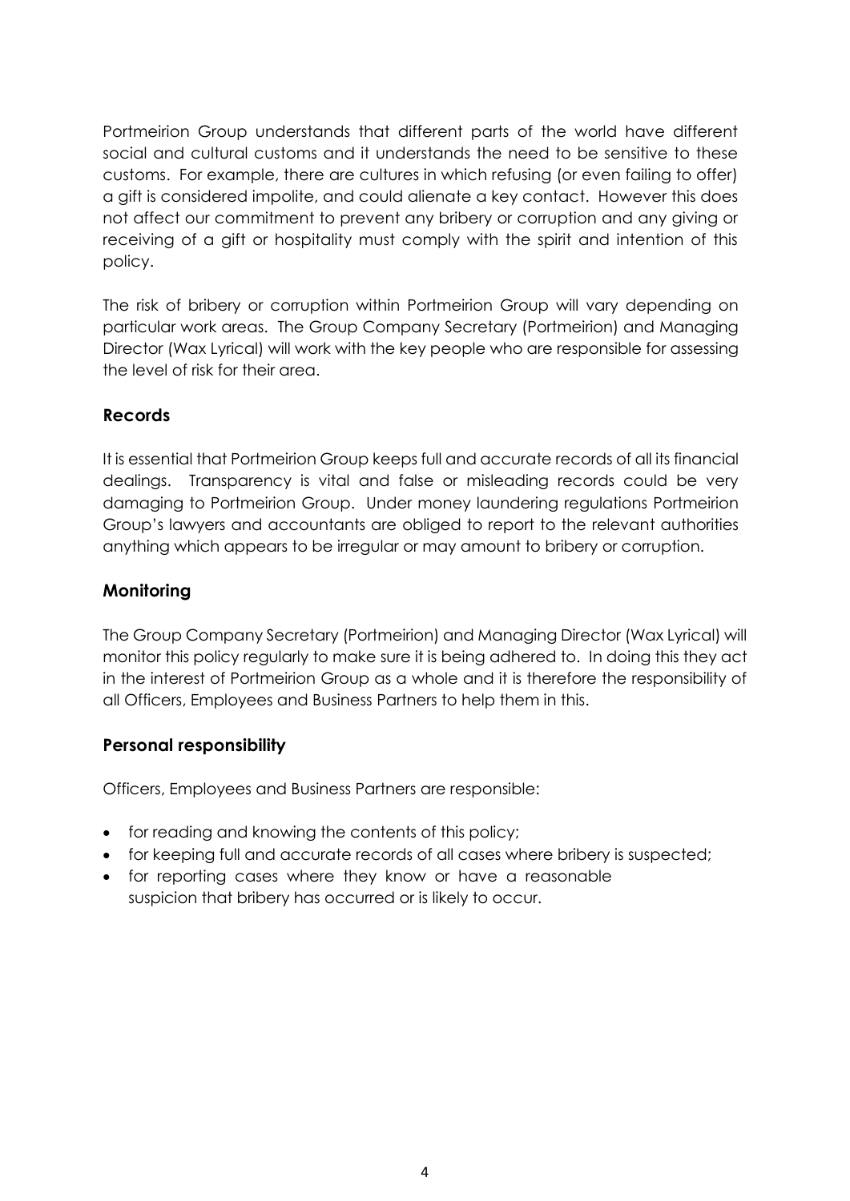Portmeirion Group understands that different parts of the world have different social and cultural customs and it understands the need to be sensitive to these customs. For example, there are cultures in which refusing (or even failing to offer) a gift is considered impolite, and could alienate a key contact. However this does not affect our commitment to prevent any bribery or corruption and any giving or receiving of a gift or hospitality must comply with the spirit and intention of this policy.

The risk of bribery or corruption within Portmeirion Group will vary depending on particular work areas. The Group Company Secretary (Portmeirion) and Managing Director (Wax Lyrical) will work with the key people who are responsible for assessing the level of risk for their area.

## Records

It is essential that Portmeirion Group keeps full and accurate records of all its financial dealings. Transparency is vital and false or misleading records could be very damaging to Portmeirion Group. Under money laundering regulations Portmeirion Group's lawyers and accountants are obliged to report to the relevant authorities anything which appears to be irregular or may amount to bribery or corruption.

## Monitoring

The Group Company Secretary (Portmeirion) and Managing Director (Wax Lyrical) will monitor this policy regularly to make sure it is being adhered to. In doing this they act in the interest of Portmeirion Group as a whole and it is therefore the responsibility of all Officers, Employees and Business Partners to help them in this.

## Personal responsibility

Officers, Employees and Business Partners are responsible:

- for reading and knowing the contents of this policy;
- for keeping full and accurate records of all cases where bribery is suspected;
- for reporting cases where they know or have a reasonable suspicion that bribery has occurred or is likely to occur.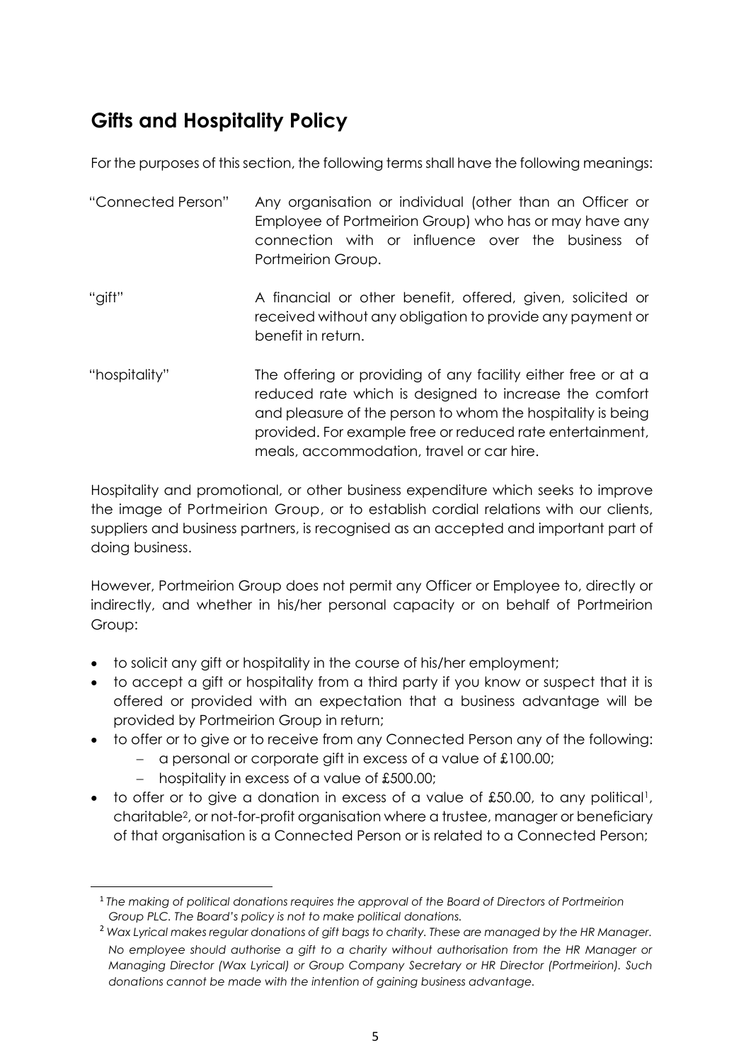## Gifts and Hospitality Policy

For the purposes of this section, the following terms shall have the following meanings:

| | |
|---|---|
| "Connected Person" | Any organisation or individual (other than an Officer or Employee of Portmeirion Group) who has or may have any connection with or influence over the business of Portmeirion Group. |
| "gift" | A financial or other benefit, offered, given, solicited or received without any obligation to provide any payment or benefit in return. |
| "hospitality" | The offering or providing of any facility either free or at a reduced rate which is designed to increase the comfort and pleasure of the person to whom the hospitality is being provided. For example free or reduced rate entertainment, meals, accommodation, travel or car hire. |

Hospitality and promotional, or other business expenditure which seeks to improve the image of Portmeirion Group, or to establish cordial relations with our clients, suppliers and business partners, is recognised as an accepted and important part of doing business.

However, Portmeirion Group does not permit any Officer or Employee to, directly or indirectly, and whether in his/her personal capacity or on behalf of Portmeirion Group:

- to solicit any gift or hospitality in the course of his/her employment;
- to accept a gift or hospitality from a third party if you know or suspect that it is offered or provided with an expectation that a business advantage will be provided by Portmeirion Group in return;
- to offer or to give or to receive from any Connected Person any of the following:
  - a personal or corporate gift in excess of a value of £100.00;
  - hospitality in excess of a value of £500.00;
- to offer or to give a donation in excess of a value of £50.00, to any political[1], charitable[2], or not-for-profit organisation where a trustee, manager or beneficiary of that organisation is a Connected Person or is related to a Connected Person;

[1] *The making of political donations requires the approval of the Board of Directors of Portmeirion Group PLC. The Board's policy is not to make political donations.*

[2] *Wax Lyrical makes regular donations of gift bags to charity. These are managed by the HR Manager. No employee should authorise a gift to a charity without authorisation from the HR Manager or Managing Director (Wax Lyrical) or Group Company Secretary or HR Director (Portmeirion). Such donations cannot be made with the intention of gaining business advantage.*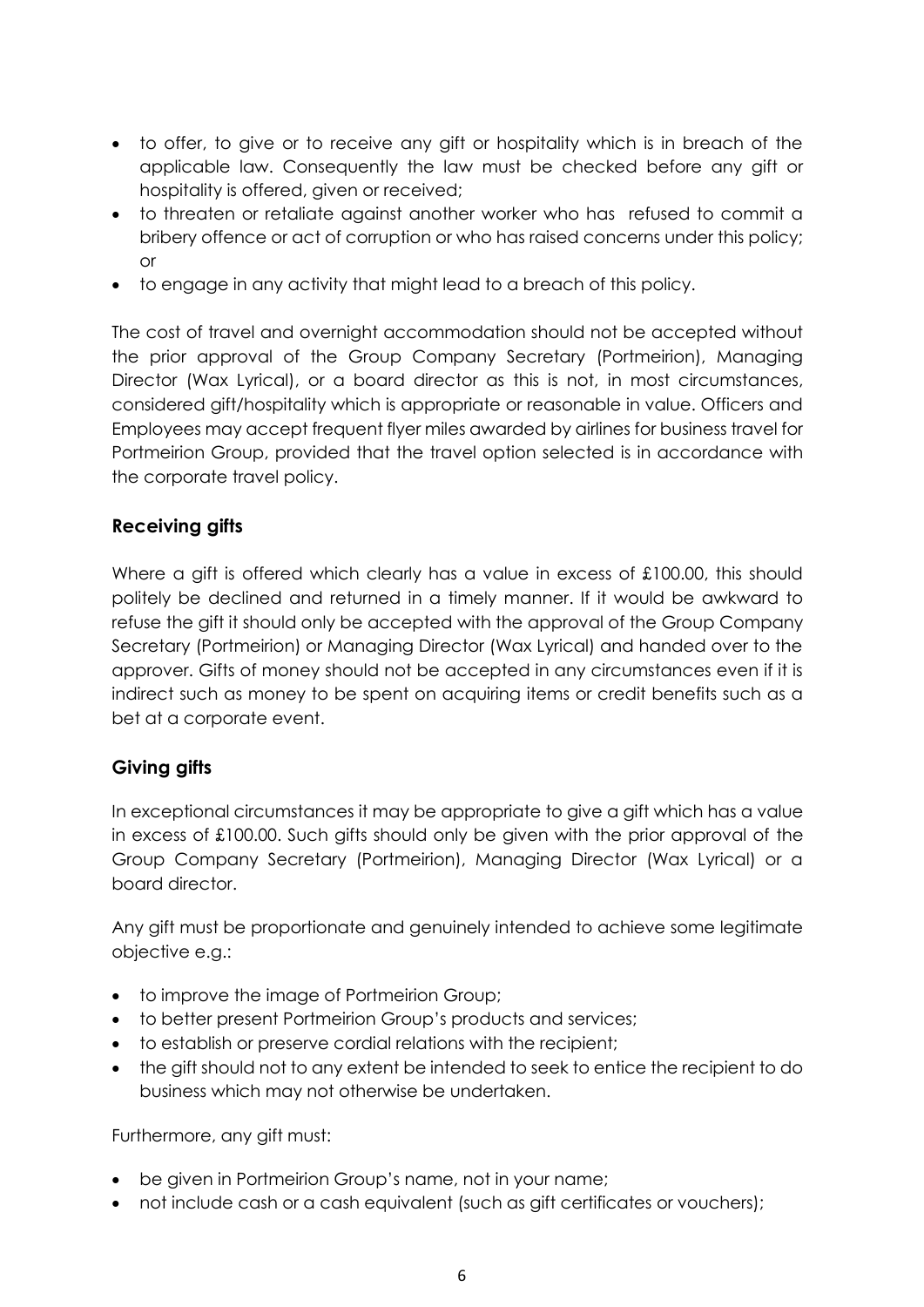- to offer, to give or to receive any gift or hospitality which is in breach of the applicable law. Consequently the law must be checked before any gift or hospitality is offered, given or received;
- to threaten or retaliate against another worker who has refused to commit a bribery offence or act of corruption or who has raised concerns under this policy; or
- to engage in any activity that might lead to a breach of this policy.

The cost of travel and overnight accommodation should not be accepted without the prior approval of the Group Company Secretary (Portmeirion), Managing Director (Wax Lyrical), or a board director as this is not, in most circumstances, considered gift/hospitality which is appropriate or reasonable in value. Officers and Employees may accept frequent flyer miles awarded by airlines for business travel for Portmeirion Group, provided that the travel option selected is in accordance with the corporate travel policy.

### Receiving gifts

Where a gift is offered which clearly has a value in excess of £100.00, this should politely be declined and returned in a timely manner. If it would be awkward to refuse the gift it should only be accepted with the approval of the Group Company Secretary (Portmeirion) or Managing Director (Wax Lyrical) and handed over to the approver. Gifts of money should not be accepted in any circumstances even if it is indirect such as money to be spent on acquiring items or credit benefits such as a bet at a corporate event.

### Giving gifts

In exceptional circumstances it may be appropriate to give a gift which has a value in excess of £100.00. Such gifts should only be given with the prior approval of the Group Company Secretary (Portmeirion), Managing Director (Wax Lyrical) or a board director.

Any gift must be proportionate and genuinely intended to achieve some legitimate objective e.g.:

- to improve the image of Portmeirion Group;
- to better present Portmeirion Group's products and services;
- to establish or preserve cordial relations with the recipient;
- the gift should not to any extent be intended to seek to entice the recipient to do business which may not otherwise be undertaken.

Furthermore, any gift must:

- be given in Portmeirion Group's name, not in your name;
- not include cash or a cash equivalent (such as gift certificates or vouchers);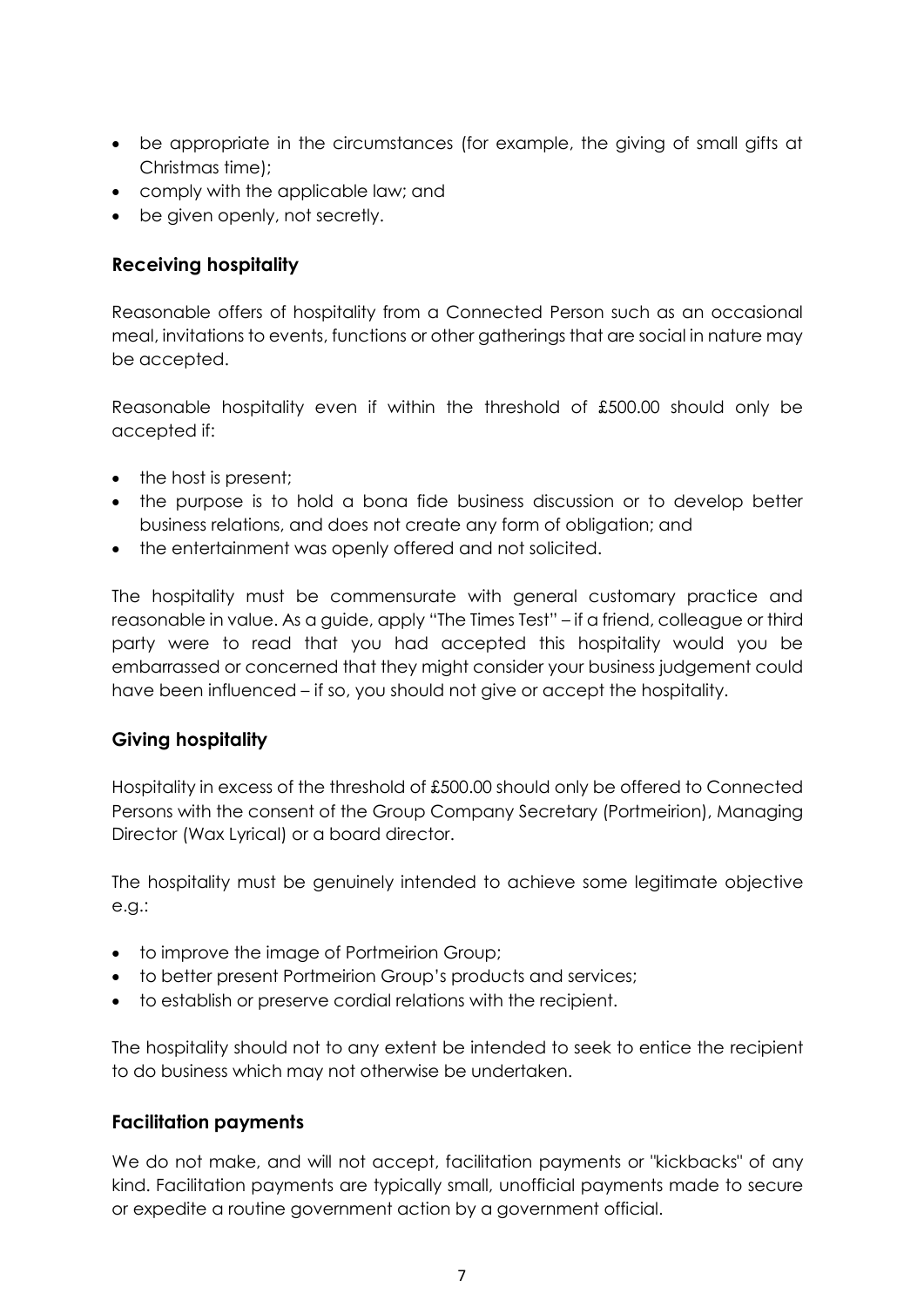- be appropriate in the circumstances (for example, the giving of small gifts at Christmas time);
- comply with the applicable law; and
- be given openly, not secretly.

## Receiving hospitality

Reasonable offers of hospitality from a Connected Person such as an occasional meal, invitations to events, functions or other gatherings that are social in nature may be accepted.

Reasonable hospitality even if within the threshold of £500.00 should only be accepted if:

- the host is present;
- the purpose is to hold a bona fide business discussion or to develop better business relations, and does not create any form of obligation; and
- the entertainment was openly offered and not solicited.

The hospitality must be commensurate with general customary practice and reasonable in value. As a guide, apply "The Times Test" – if a friend, colleague or third party were to read that you had accepted this hospitality would you be embarrassed or concerned that they might consider your business judgement could have been influenced – if so, you should not give or accept the hospitality.

## Giving hospitality

Hospitality in excess of the threshold of £500.00 should only be offered to Connected Persons with the consent of the Group Company Secretary (Portmeirion), Managing Director (Wax Lyrical) or a board director.

The hospitality must be genuinely intended to achieve some legitimate objective e.g.:

- to improve the image of Portmeirion Group;
- to better present Portmeirion Group's products and services;
- to establish or preserve cordial relations with the recipient.

The hospitality should not to any extent be intended to seek to entice the recipient to do business which may not otherwise be undertaken.

## Facilitation payments

We do not make, and will not accept, facilitation payments or "kickbacks" of any kind. Facilitation payments are typically small, unofficial payments made to secure or expedite a routine government action by a government official.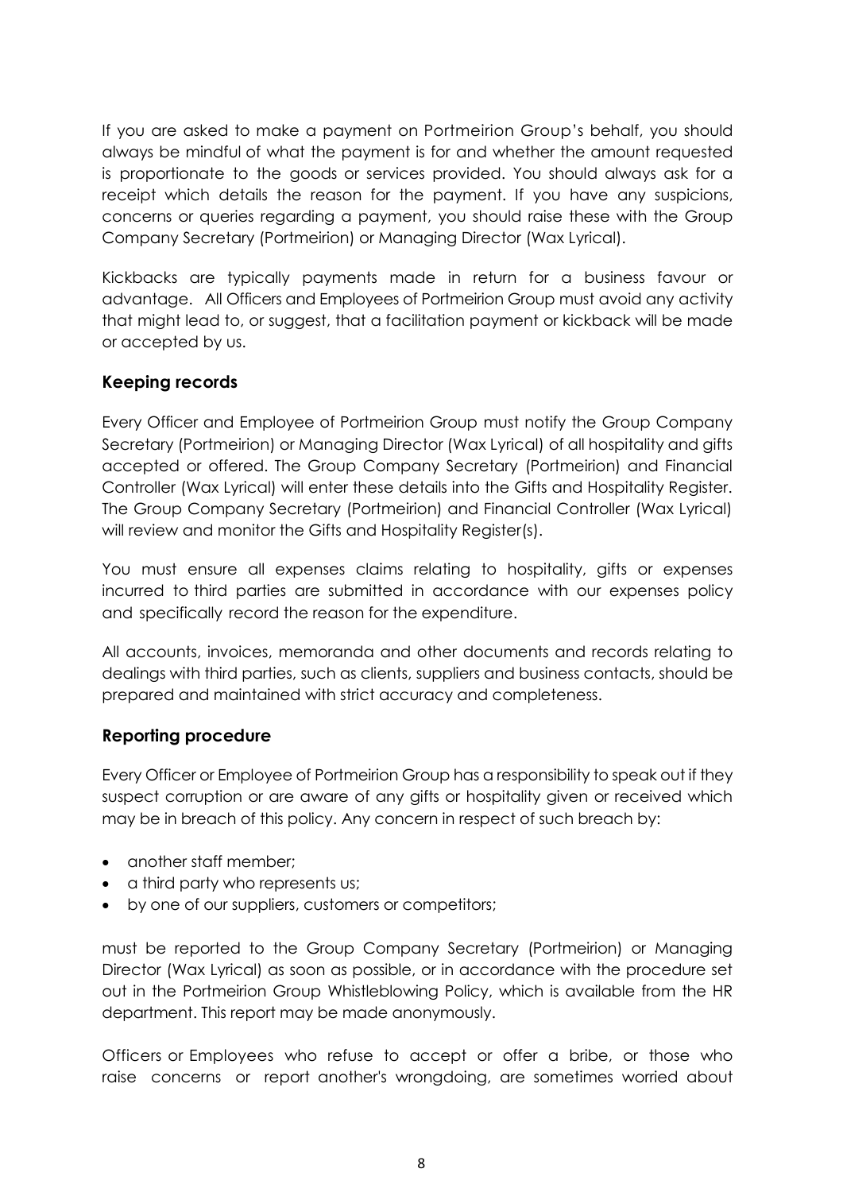If you are asked to make a payment on Portmeirion Group's behalf, you should always be mindful of what the payment is for and whether the amount requested is proportionate to the goods or services provided. You should always ask for a receipt which details the reason for the payment. If you have any suspicions, concerns or queries regarding a payment, you should raise these with the Group Company Secretary (Portmeirion) or Managing Director (Wax Lyrical).

Kickbacks are typically payments made in return for a business favour or advantage. All Officers and Employees of Portmeirion Group must avoid any activity that might lead to, or suggest, that a facilitation payment or kickback will be made or accepted by us.

### Keeping records

Every Officer and Employee of Portmeirion Group must notify the Group Company Secretary (Portmeirion) or Managing Director (Wax Lyrical) of all hospitality and gifts accepted or offered. The Group Company Secretary (Portmeirion) and Financial Controller (Wax Lyrical) will enter these details into the Gifts and Hospitality Register. The Group Company Secretary (Portmeirion) and Financial Controller (Wax Lyrical) will review and monitor the Gifts and Hospitality Register(s).

You must ensure all expenses claims relating to hospitality, gifts or expenses incurred to third parties are submitted in accordance with our expenses policy and specifically record the reason for the expenditure.

All accounts, invoices, memoranda and other documents and records relating to dealings with third parties, such as clients, suppliers and business contacts, should be prepared and maintained with strict accuracy and completeness.

### Reporting procedure

Every Officer or Employee of Portmeirion Group has a responsibility to speak out if they suspect corruption or are aware of any gifts or hospitality given or received which may be in breach of this policy. Any concern in respect of such breach by:

- another staff member;
- a third party who represents us;
- by one of our suppliers, customers or competitors;

must be reported to the Group Company Secretary (Portmeirion) or Managing Director (Wax Lyrical) as soon as possible, or in accordance with the procedure set out in the Portmeirion Group Whistleblowing Policy, which is available from the HR department. This report may be made anonymously.

Officers or Employees who refuse to accept or offer a bribe, or those who raise concerns or report another's wrongdoing, are sometimes worried about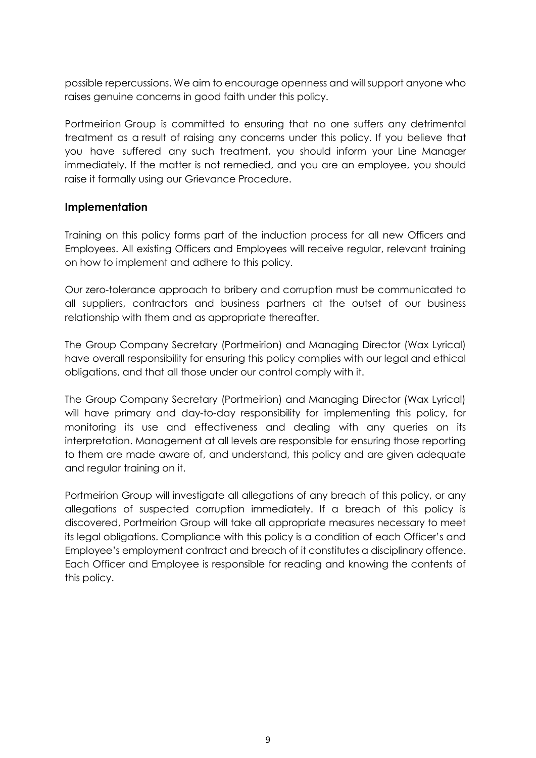possible repercussions. We aim to encourage openness and will support anyone who raises genuine concerns in good faith under this policy.

Portmeirion Group is committed to ensuring that no one suffers any detrimental treatment as a result of raising any concerns under this policy. If you believe that you have suffered any such treatment, you should inform your Line Manager immediately. If the matter is not remedied, and you are an employee, you should raise it formally using our Grievance Procedure.

### Implementation

Training on this policy forms part of the induction process for all new Officers and Employees. All existing Officers and Employees will receive regular, relevant training on how to implement and adhere to this policy.

Our zero-tolerance approach to bribery and corruption must be communicated to all suppliers, contractors and business partners at the outset of our business relationship with them and as appropriate thereafter.

The Group Company Secretary (Portmeirion) and Managing Director (Wax Lyrical) have overall responsibility for ensuring this policy complies with our legal and ethical obligations, and that all those under our control comply with it.

The Group Company Secretary (Portmeirion) and Managing Director (Wax Lyrical) will have primary and day-to-day responsibility for implementing this policy, for monitoring its use and effectiveness and dealing with any queries on its interpretation. Management at all levels are responsible for ensuring those reporting to them are made aware of, and understand, this policy and are given adequate and regular training on it.

Portmeirion Group will investigate all allegations of any breach of this policy, or any allegations of suspected corruption immediately. If a breach of this policy is discovered, Portmeirion Group will take all appropriate measures necessary to meet its legal obligations. Compliance with this policy is a condition of each Officer's and Employee's employment contract and breach of it constitutes a disciplinary offence. Each Officer and Employee is responsible for reading and knowing the contents of this policy.